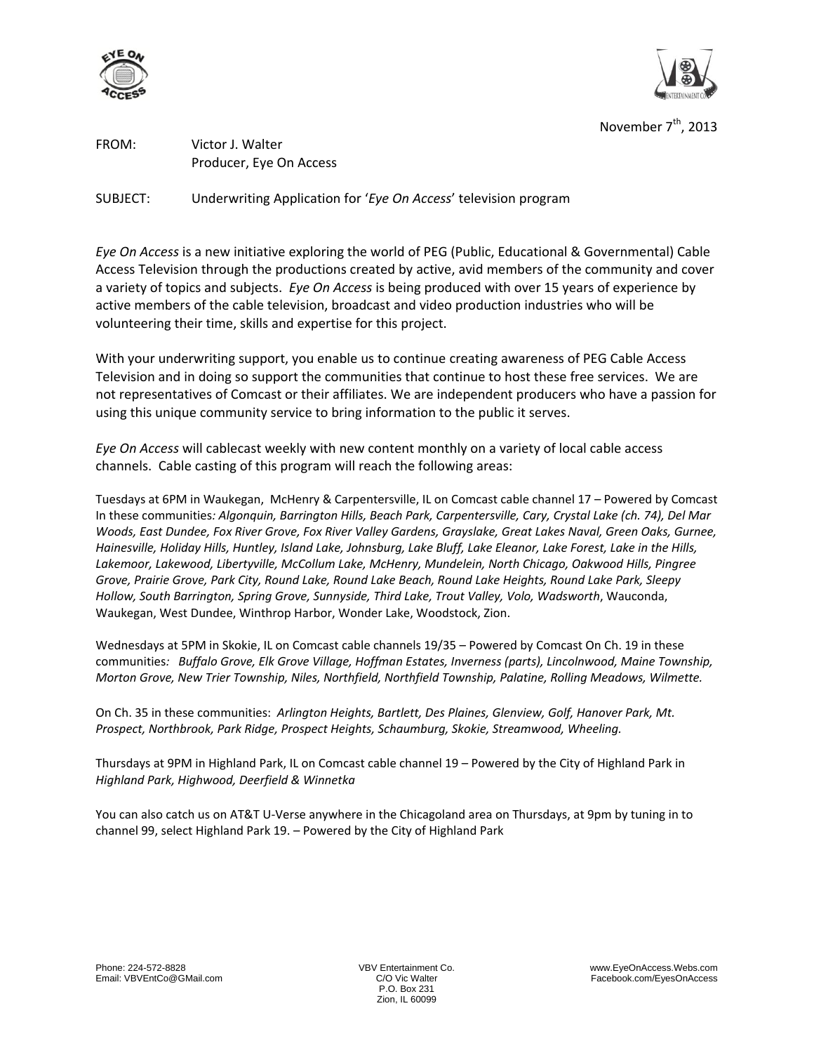November 7th, 2013

FROM: Victor J. Walter
Producer, Eye On Access

SUBJECT: Underwriting Application for '*Eye On Access*' television program

*Eye On Access* is a new initiative exploring the world of PEG (Public, Educational & Governmental) Cable Access Television through the productions created by active, avid members of the community and cover a variety of topics and subjects. *Eye On Access* is being produced with over 15 years of experience by active members of the cable television, broadcast and video production industries who will be volunteering their time, skills and expertise for this project.

With your underwriting support, you enable us to continue creating awareness of PEG Cable Access Television and in doing so support the communities that continue to host these free services. We are not representatives of Comcast or their affiliates. We are independent producers who have a passion for using this unique community service to bring information to the public it serves.

*Eye On Access* will cablecast weekly with new content monthly on a variety of local cable access channels. Cable casting of this program will reach the following areas:

Tuesdays at 6PM in Waukegan, McHenry & Carpentersville, IL on Comcast cable channel 17 – Powered by Comcast In these communities*: Algonquin, Barrington Hills, Beach Park, Carpentersville, Cary, Crystal Lake (ch. 74), Del Mar Woods, East Dundee, Fox River Grove, Fox River Valley Gardens, Grayslake, Great Lakes Naval, Green Oaks, Gurnee, Hainesville, Holiday Hills, Huntley, Island Lake, Johnsburg, Lake Bluff, Lake Eleanor, Lake Forest, Lake in the Hills, Lakemoor, Lakewood, Libertyville, McCollum Lake, McHenry, Mundelein, North Chicago, Oakwood Hills, Pingree Grove, Prairie Grove, Park City, Round Lake, Round Lake Beach, Round Lake Heights, Round Lake Park, Sleepy Hollow, South Barrington, Spring Grove, Sunnyside, Third Lake, Trout Valley, Volo, Wadsworth*, Wauconda, Waukegan, West Dundee, Winthrop Harbor, Wonder Lake, Woodstock, Zion.

Wednesdays at 5PM in Skokie, IL on Comcast cable channels 19/35 – Powered by Comcast On Ch. 19 in these communities*: Buffalo Grove, Elk Grove Village, Hoffman Estates, Inverness (parts), Lincolnwood, Maine Township, Morton Grove, New Trier Township, Niles, Northfield, Northfield Township, Palatine, Rolling Meadows, Wilmette.*

On Ch. 35 in these communities: *Arlington Heights, Bartlett, Des Plaines, Glenview, Golf, Hanover Park, Mt. Prospect, Northbrook, Park Ridge, Prospect Heights, Schaumburg, Skokie, Streamwood, Wheeling.*

Thursdays at 9PM in Highland Park, IL on Comcast cable channel 19 – Powered by the City of Highland Park in *Highland Park, Highwood, Deerfield & Winnetka*

You can also catch us on AT&T U-Verse anywhere in the Chicagoland area on Thursdays, at 9pm by tuning in to channel 99, select Highland Park 19. – Powered by the City of Highland Park

Phone: 224-572-8828
Email: VBVEntCo@GMail.com

VBV Entertainment Co.
C/O Vic Walter
P.O. Box 231
Zion, IL 60099

www.EyeOnAccess.Webs.com
Facebook.com/EyesOnAccess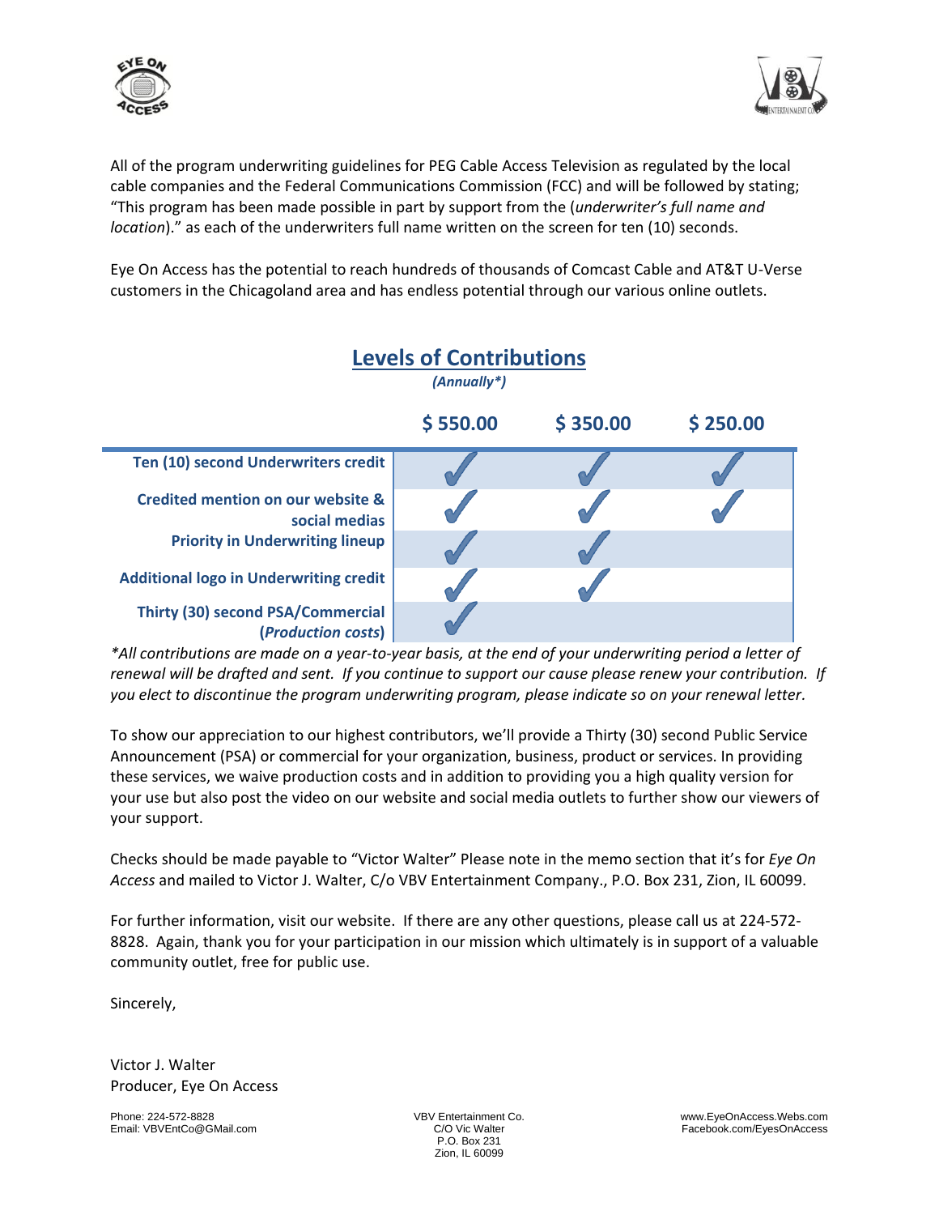All of the program underwriting guidelines for PEG Cable Access Television as regulated by the local cable companies and the Federal Communications Commission (FCC) and will be followed by stating; "This program has been made possible in part by support from the (*underwriter's full name and location*)." as each of the underwriters full name written on the screen for ten (10) seconds.

Eye On Access has the potential to reach hundreds of thousands of Comcast Cable and AT&T U-Verse customers in the Chicagoland area and has endless potential through our various online outlets.

## Levels of Contributions

*(Annually\*)*

| | $ 550.00 | $ 350.00 | $ 250.00 |
|---|---|---|---|
| **Ten (10) second Underwriters credit** | ✓ | ✓ | ✓ |
| **Credited mention on our website & social medias** | ✓ | ✓ | ✓ |
| **Priority in Underwriting lineup** | ✓ | ✓ | |
| **Additional logo in Underwriting credit** | ✓ | ✓ | |
| **Thirty (30) second PSA/Commercial (*Production costs*)** | ✓ | | |

*\*All contributions are made on a year-to-year basis, at the end of your underwriting period a letter of renewal will be drafted and sent. If you continue to support our cause please renew your contribution. If you elect to discontinue the program underwriting program, please indicate so on your renewal letter.*

To show our appreciation to our highest contributors, we'll provide a Thirty (30) second Public Service Announcement (PSA) or commercial for your organization, business, product or services. In providing these services, we waive production costs and in addition to providing you a high quality version for your use but also post the video on our website and social media outlets to further show our viewers of your support.

Checks should be made payable to "Victor Walter" Please note in the memo section that it's for *Eye On Access* and mailed to Victor J. Walter, C/o VBV Entertainment Company., P.O. Box 231, Zion, IL 60099.

For further information, visit our website. If there are any other questions, please call us at 224-572-8828. Again, thank you for your participation in our mission which ultimately is in support of a valuable community outlet, free for public use.

Sincerely,

Victor J. Walter
Producer, Eye On Access

Phone: 224-572-8828
Email: VBVEntCo@GMail.com

VBV Entertainment Co.
C/O Vic Walter
P.O. Box 231
Zion, IL 60099

www.EyeOnAccess.Webs.com
Facebook.com/EyesOnAccess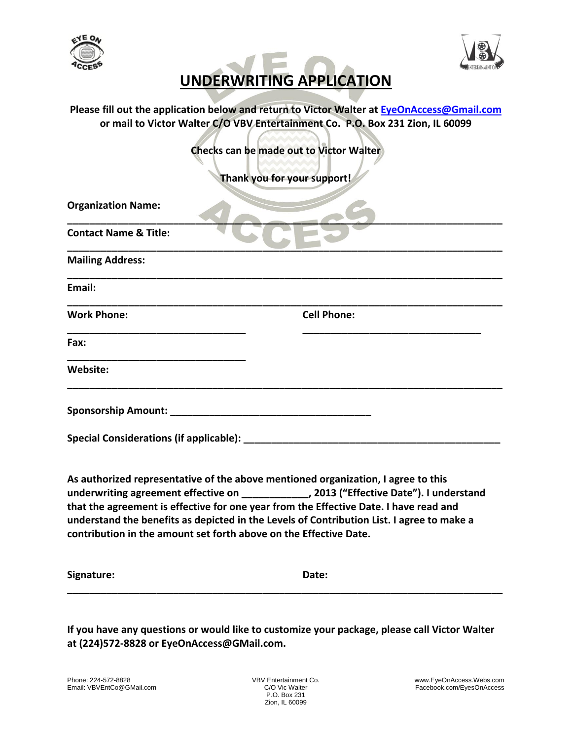# UNDERWRITING APPLICATION

**Please fill out the application below and return to Victor Walter at EyeOnAccess@Gmail.com or mail to Victor Walter C/O VBV Entertainment Co. P.O. Box 231 Zion, IL 60099**

**Checks can be made out to Victor Walter**

**Thank you for your support!**

**Organization Name:**
______________________________________________________________________________

**Contact Name & Title:**
______________________________________________________________________________

**Mailing Address:**
______________________________________________________________________________

**Email:**
______________________________________________________________________________

**Work Phone:** ________________________________ **Cell Phone:** ________________________________

**Fax:**
________________________________

**Website:**
______________________________________________________________________________

**Sponsorship Amount:** ____________________________________

**Special Considerations (if applicable):** ______________________________________________

**As authorized representative of the above mentioned organization, I agree to this underwriting agreement effective on ___________, 2013 ("Effective Date"). I understand that the agreement is effective for one year from the Effective Date. I have read and understand the benefits as depicted in the Levels of Contribution List. I agree to make a contribution in the amount set forth above on the Effective Date.**

**Signature:** **Date:**
______________________________________________________________________________

**If you have any questions or would like to customize your package, please call Victor Walter at (224)572-8828 or EyeOnAccess@GMail.com.**

Phone: 224-572-8828
Email: VBVEntCo@GMail.com

VBV Entertainment Co.
C/O Vic Walter
P.O. Box 231
Zion, IL 60099

www.EyeOnAccess.Webs.com
Facebook.com/EyesOnAccess